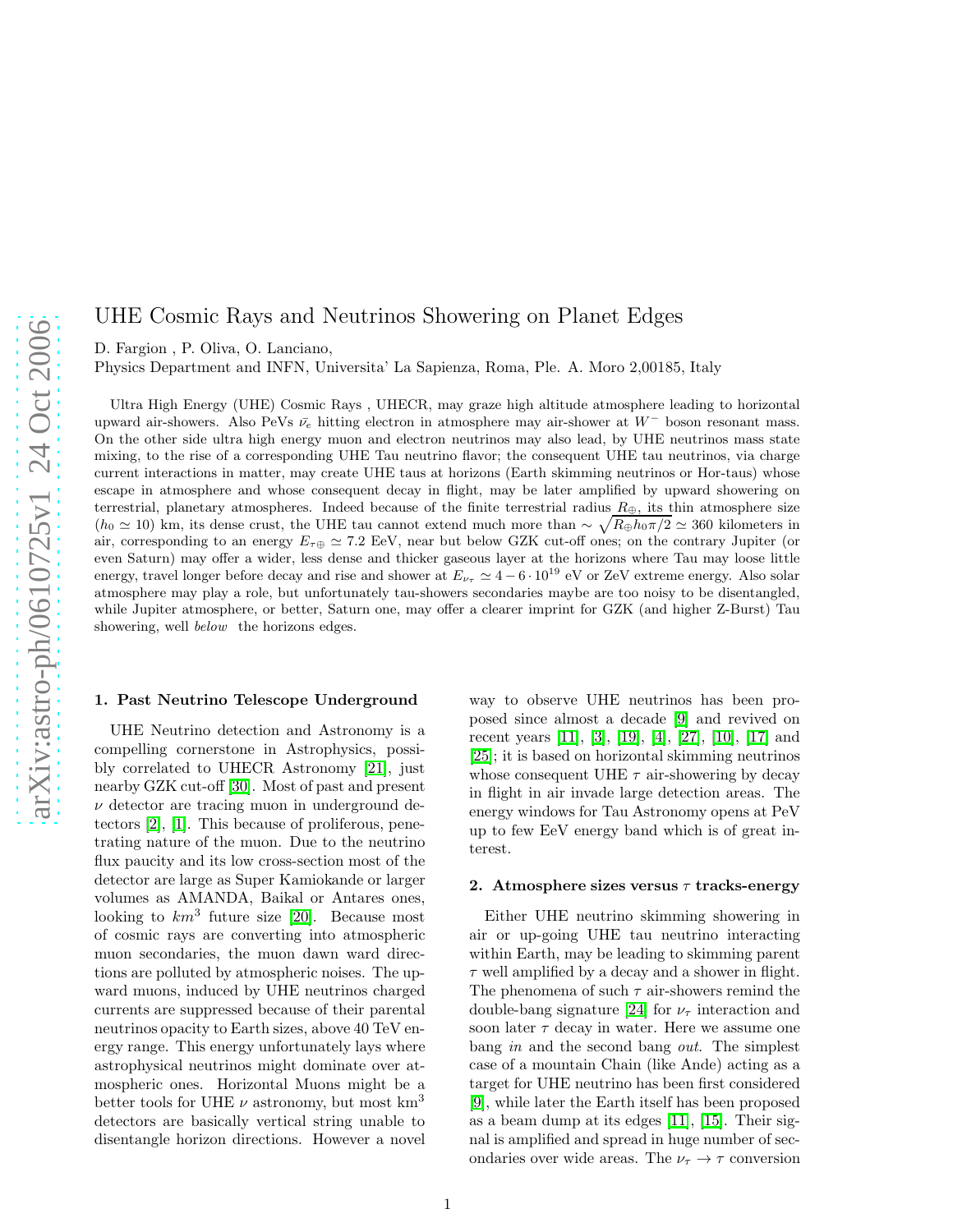# UHE Cosmic Rays and Neutrinos Showering on Planet Edges

D. Fargion , P. Oliva, O. Lanciano,

Physics Department and INFN, Universita' La Sapienza, Roma, Ple. A. Moro 2,00185, Italy

Ultra High Energy (UHE) Cosmic Rays , UHECR, may graze high altitude atmosphere leading to horizontal upward air-showers. Also PeVs $\bar{\nu}_e$ hitting electron in atmosphere may air-shower at $W^-$ boson resonant mass. On the other side ultra high energy muon and electron neutrinos may also lead, by UHE neutrinos mass state mixing, to the rise of a corresponding UHE Tau neutrino flavor; the consequent UHE tau neutrinos, via charge current interactions in matter, may create UHE taus at horizons (Earth skimming neutrinos or Hor-taus) whose escape in atmosphere and whose consequent decay in flight, may be later amplified by upward showering on terrestrial, planetary atmospheres. Indeed because of the finite terrestrial radius $R_\oplus$, its thin atmosphere size ($h_0 \simeq 10$) km, its dense crust, the UHE tau cannot extend much more than $\sim \sqrt{R_\oplus h_0 \pi/2} \simeq 360$ kilometers in air, corresponding to an energy $E_{\tau\oplus} \simeq 7.2$ EeV, near but below GZK cut-off ones; on the contrary Jupiter (or even Saturn) may offer a wider, less dense and thicker gaseous layer at the horizons where Tau may loose little energy, travel longer before decay and rise and shower at $E_{\nu_\tau} \simeq 4 - 6 \cdot 10^{19}$ eV or ZeV extreme energy. Also solar atmosphere may play a role, but unfortunately tau-showers secondaries maybe are too noisy to be disentangled, while Jupiter atmosphere, or better, Saturn one, may offer a clearer imprint for GZK (and higher Z-Burst) Tau showering, well *below* the horizons edges.

## 1. Past Neutrino Telescope Underground

UHE Neutrino detection and Astronomy is a compelling cornerstone in Astrophysics, possibly correlated to UHECR Astronomy [21], just nearby GZK cut-off [30]. Most of past and present $\nu$ detector are tracing muon in underground detectors [2], [1]. This because of proliferous, penetrating nature of the muon. Due to the neutrino flux paucity and its low cross-section most of the detector are large as Super Kamiokande or larger volumes as AMANDA, Baikal or Antares ones, looking to $km^3$ future size [20]. Because most of cosmic rays are converting into atmospheric muon secondaries, the muon dawn ward directions are polluted by atmospheric noises. The upward muons, induced by UHE neutrinos charged currents are suppressed because of their parental neutrinos opacity to Earth sizes, above 40 TeV energy range. This energy unfortunately lays where astrophysical neutrinos might dominate over atmospheric ones. Horizontal Muons might be a better tools for UHE $\nu$ astronomy, but most km$^3$ detectors are basically vertical string unable to disentangle horizon directions. However a novel way to observe UHE neutrinos has been proposed since almost a decade [9] and revived on recent years [11], [3], [19], [4], [27], [10], [17] and [25]; it is based on horizontal skimming neutrinos whose consequent UHE $\tau$ air-showering by decay in flight in air invade large detection areas. The energy windows for Tau Astronomy opens at PeV up to few EeV energy band which is of great interest.

## 2. Atmosphere sizes versus $\tau$ tracks-energy

Either UHE neutrino skimming showering in air or up-going UHE tau neutrino interacting within Earth, may be leading to skimming parent $\tau$ well amplified by a decay and a shower in flight. The phenomena of such $\tau$ air-showers remind the double-bang signature [24] for $\nu_\tau$ interaction and soon later $\tau$ decay in water. Here we assume one bang *in* and the second bang *out*. The simplest case of a mountain Chain (like Ande) acting as a target for UHE neutrino has been first considered [9], while later the Earth itself has been proposed as a beam dump at its edges [11], [15]. Their signal is amplified and spread in huge number of secondaries over wide areas. The $\nu_\tau \to \tau$ conversion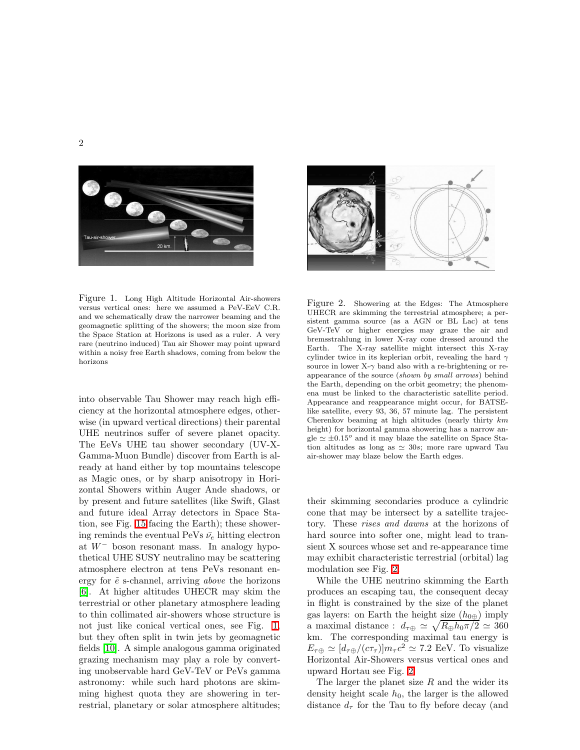Figure 1. Long High Altitude Horizontal Air-showers versus vertical ones: here we assumed a PeV-EeV C.R. and we schematically draw the narrower beaming and the geomagnetic splitting of the showers; the moon size from the Space Station at Horizons is used as a ruler. A very rare (neutrino induced) Tau air Shower may point upward within a noisy free Earth shadows, coming from below the horizons

Figure 2. Showering at the Edges: The Atmosphere UHECR are skimming the terrestrial atmosphere; a persistent gamma source (as a AGN or BL Lac) at tens GeV-TeV or higher energies may graze the air and bremsstrahlung in lower X-ray cone dressed around the Earth. The X-ray satellite might intersect this X-ray cylinder twice in its keplerian orbit, revealing the hard $\gamma$ source in lower X-$\gamma$ band also with a re-brightening or re-appearance of the source (*shown by small arrows*) behind the Earth, depending on the orbit geometry; the phenomena must be linked to the characteristic satellite period. Appearance and reappearance might occur, for BATSE-like satellite, every 93, 36, 57 minute lag. The persistent Cherenkov beaming at high altitudes (nearly thirty *km* height) for horizontal gamma showering has a narrow angle $\simeq \pm 0.15^o$ and it may blaze the satellite on Space Station altitudes as long as $\simeq 30s$; more rare upward Tau air-shower may blaze below the Earth edges.

into observable Tau Shower may reach high efficiency at the horizontal atmosphere edges, otherwise (in upward vertical directions) their parental UHE neutrinos suffer of severe planet opacity. The EeVs UHE tau shower secondary (UV-X-Gamma-Muon Bundle) discover from Earth is already at hand either by top mountains telescope as Magic ones, or by sharp anisotropy in Horizontal Showers within Auger Ande shadows, or by present and future satellites (like Swift, Glast and future ideal Array detectors in Space Station, see Fig. 15 facing the Earth); these showering reminds the eventual PeVs $\bar{\nu}_e$ hitting electron at $W^-$ boson resonant mass. In analogy hypothetical UHE SUSY neutralino may be scattering atmosphere electron at tens PeVs resonant energy for $\tilde{e}$ s-channel, arriving *above* the horizons [6]. At higher altitudes UHECR may skim the terrestrial or other planetary atmosphere leading to thin collimated air-showers whose structure is not just like conical vertical ones, see Fig. 1, but they often split in twin jets by geomagnetic fields [10]. A simple analogous gamma originated grazing mechanism may play a role by converting unobservable hard GeV-TeV or PeVs gamma astronomy: while such hard photons are skimming highest quota they are showering in terrestrial, planetary or solar atmosphere altitudes; their skimming secondaries produce a cylindric cone that may be intersect by a satellite trajectory. These *rises and dawns* at the horizons of hard source into softer one, might lead to transient X sources whose set and re-appearance time may exhibit characteristic terrestrial (orbital) lag modulation see Fig. 2.

While the UHE neutrino skimming the Earth produces an escaping tau, the consequent decay in flight is constrained by the size of the planet gas layers: on Earth the height size ($h_{0\oplus}$) imply a maximal distance : $d_{\tau\oplus} \simeq \sqrt{R_{\oplus} h_0 \pi/2} \simeq 360$ km. The corresponding maximal tau energy is $E_{\tau\oplus} \simeq [d_{\tau\oplus}/(c\tau_\tau)] m_\tau c^2 \simeq 7.2$ EeV. To visualize Horizontal Air-Showers versus vertical ones and upward Hortau see Fig. 2.

The larger the planet size $R$ and the wider its density height scale $h_0$, the larger is the allowed distance $d_\tau$ for the Tau to fly before decay (and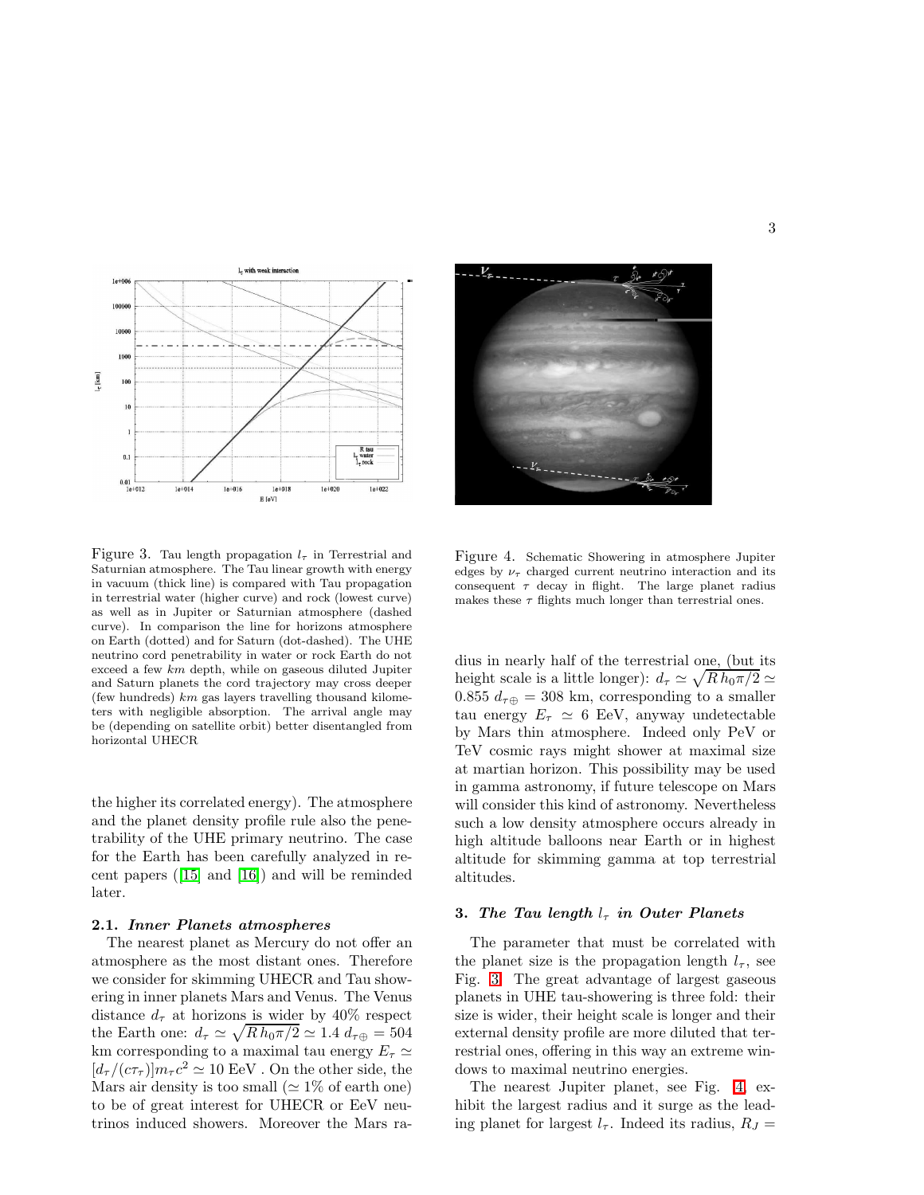Figure 3. Tau length propagation $l_\tau$ in Terrestrial and Saturnian atmosphere. The Tau linear growth with energy in vacuum (thick line) is compared with Tau propagation in terrestrial water (higher curve) and rock (lowest curve) as well as in Jupiter or Saturnian atmosphere (dashed curve). In comparison the line for horizons atmosphere on Earth (dotted) and for Saturn (dot-dashed). The UHE neutrino cord penetrability in water or rock Earth do not exceed a few $km$ depth, while on gaseous diluted Jupiter and Saturn planets the cord trajectory may cross deeper (few hundreds) $km$ gas layers travelling thousand kilometers with negligible absorption. The arrival angle may be (depending on satellite orbit) better disentangled from horizontal UHECR

Figure 4. Schematic Showering in atmosphere Jupiter edges by $\nu_\tau$ charged current neutrino interaction and its consequent $\tau$ decay in flight. The large planet radius makes these $\tau$ flights much longer than terrestrial ones.

the higher its correlated energy). The atmosphere and the planet density profile rule also the penetrability of the UHE primary neutrino. The case for the Earth has been carefully analyzed in recent papers ([15] and [16]) and will be reminded later.

### 2.1. *Inner Planets atmospheres*

The nearest planet as Mercury do not offer an atmosphere as the most distant ones. Therefore we consider for skimming UHECR and Tau showering in inner planets Mars and Venus. The Venus distance $d_\tau$ at horizons is wider by 40% respect the Earth one: $d_\tau \simeq \sqrt{R\, h_0 \pi/2} \simeq 1.4\; d_{\tau\oplus} = 504$ km corresponding to a maximal tau energy $E_\tau \simeq [d_\tau/(c\tau_\tau)]m_\tau c^2 \simeq 10$ EeV . On the other side, the Mars air density is too small ($\simeq 1\%$ of earth one) to be of great interest for UHECR or EeV neutrinos induced showers. Moreover the Mars radius in nearly half of the terrestrial one, (but its height scale is a little longer): $d_\tau \simeq \sqrt{R\, h_0 \pi/2} \simeq 0.855\; d_{\tau\oplus} = 308$ km, corresponding to a smaller tau energy $E_\tau \simeq 6$ EeV, anyway undetectable by Mars thin atmosphere. Indeed only PeV or TeV cosmic rays might shower at maximal size at martian horizon. This possibility may be used in gamma astronomy, if future telescope on Mars will consider this kind of astronomy. Nevertheless such a low density atmosphere occurs already in high altitude balloons near Earth or in highest altitude for skimming gamma at top terrestrial altitudes.

## 3. *The Tau length $l_\tau$ in Outer Planets*

The parameter that must be correlated with the planet size is the propagation length $l_\tau$, see Fig. 3. The great advantage of largest gaseous planets in UHE tau-showering is three fold: their size is wider, their height scale is longer and their external density profile are more diluted that terrestrial ones, offering in this way an extreme windows to maximal neutrino energies.

The nearest Jupiter planet, see Fig. 4, exhibit the largest radius and it surge as the leading planet for largest $l_\tau$. Indeed its radius, $R_J =$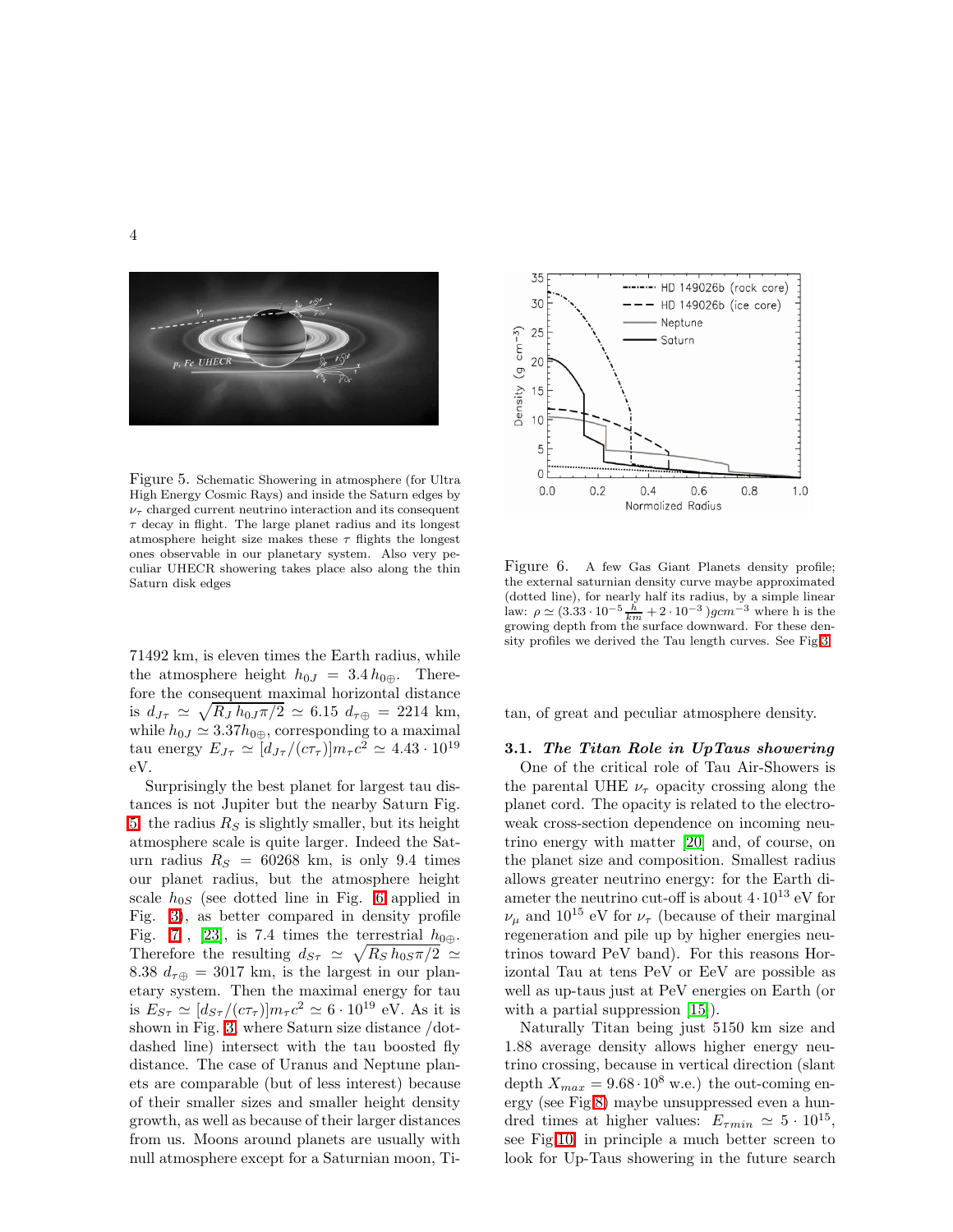Figure 5. Schematic Showering in atmosphere (for Ultra High Energy Cosmic Rays) and inside the Saturn edges by $\nu_\tau$ charged current neutrino interaction and its consequent $\tau$ decay in flight. The large planet radius and its longest atmosphere height size makes these $\tau$ flights the longest ones observable in our planetary system. Also very peculiar UHECR showering takes place also along the thin Saturn disk edges

71492 km, is eleven times the Earth radius, while the atmosphere height $h_{0J} = 3.4\, h_{0\oplus}$. Therefore the consequent maximal horizontal distance is $d_{J\tau} \simeq \sqrt{R_J\, h_{0J} \pi/2} \simeq 6.15\ d_{\tau\oplus} = 2214$ km, while $h_{0J} \simeq 3.37 h_{0\oplus}$, corresponding to a maximal tau energy $E_{J\tau} \simeq [d_{J\tau}/(c\tau_\tau)] m_\tau c^2 \simeq 4.43 \cdot 10^{19}$ eV.

Surprisingly the best planet for largest tau distances is not Jupiter but the nearby Saturn Fig. 5: the radius $R_S$ is slightly smaller, but its height atmosphere scale is quite larger. Indeed the Saturn radius $R_S = 60268$ km, is only 9.4 times our planet radius, but the atmosphere height scale $h_{0S}$ (see dotted line in Fig. 6 applied in Fig. 3), as better compared in density profile Fig. 7 , [23], is 7.4 times the terrestrial $h_{0\oplus}$. Therefore the resulting $d_{S\tau} \simeq \sqrt{R_S\, h_{0S} \pi/2} \simeq 8.38\ d_{\tau\oplus} = 3017$ km, is the largest in our planetary system. Then the maximal energy for tau is $E_{S\tau} \simeq [d_{S\tau}/(c\tau_\tau)] m_\tau c^2 \simeq 6 \cdot 10^{19}$ eV. As it is shown in Fig. 3 where Saturn size distance /dot-dashed line) intersect with the tau boosted fly distance. The case of Uranus and Neptune planets are comparable (but of less interest) because of their smaller sizes and smaller height density growth, as well as because of their larger distances from us. Moons around planets are usually with null atmosphere except for a Saturnian moon, Titan, of great and peculiar atmosphere density.

Figure 6. A few Gas Giant Planets density profile; the external saturnian density curve maybe approximated (dotted line), for nearly half its radius, by a simple linear law: $\rho \simeq (3.33 \cdot 10^{-5} \frac{h}{km} + 2 \cdot 10^{-3}) g cm^{-3}$ where h is the growing depth from the surface downward. For these density profiles we derived the Tau length curves. See Fig.3

### 3.1. *The Titan Role in UpTaus showering*

One of the critical role of Tau Air-Showers is the parental UHE $\nu_\tau$ opacity crossing along the planet cord. The opacity is related to the electroweak cross-section dependence on incoming neutrino energy with matter [20] and, of course, on the planet size and composition. Smallest radius allows greater neutrino energy: for the Earth diameter the neutrino cut-off is about $4 \cdot 10^{13}$ eV for $\nu_\mu$ and $10^{15}$ eV for $\nu_\tau$ (because of their marginal regeneration and pile up by higher energies neutrinos toward PeV band). For this reasons Horizontal Tau at tens PeV or EeV are possible as well as up-taus just at PeV energies on Earth (or with a partial suppression [15]).

Naturally Titan being just 5150 km size and 1.88 average density allows higher energy neutrino crossing, because in vertical direction (slant depth $X_{max} = 9.68 \cdot 10^8$ w.e.) the out-coming energy (see Fig.8) maybe unsuppressed even a hundred times at higher values: $E_{\tau min} \simeq 5 \cdot 10^{15}$, see Fig.10, in principle a much better screen to look for Up-Taus showering in the future search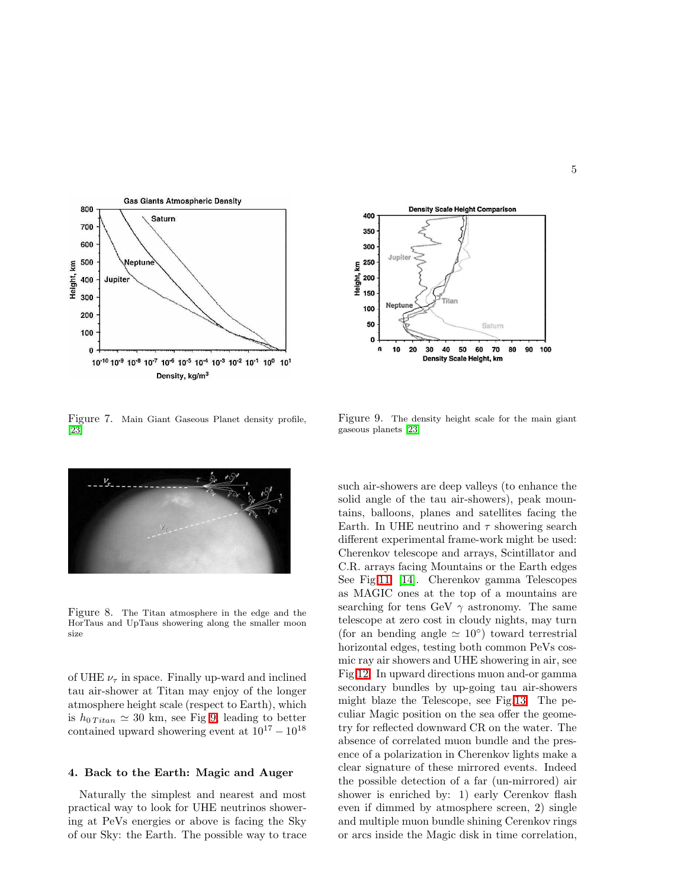Figure 7. Main Giant Gaseous Planet density profile, [23]

Figure 9. The density height scale for the main giant gaseous planets [23]

Figure 8. The Titan atmosphere in the edge and the HorTaus and UpTaus showering along the smaller moon size

of UHE $\nu_\tau$ in space. Finally up-ward and inclined tau air-shower at Titan may enjoy of the longer atmosphere height scale (respect to Earth), which is $h_{0\,Titan} \simeq 30$ km, see Fig 9, leading to better contained upward showering event at $10^{17} - 10^{18}$

## 4. Back to the Earth: Magic and Auger

Naturally the simplest and nearest and most practical way to look for UHE neutrinos showering at PeVs energies or above is facing the Sky of our Sky: the Earth. The possible way to trace such air-showers are deep valleys (to enhance the solid angle of the tau air-showers), peak mountains, balloons, planes and satellites facing the Earth. In UHE neutrino and $\tau$ showering search different experimental frame-work might be used: Cherenkov telescope and arrays, Scintillator and C.R. arrays facing Mountains or the Earth edges See Fig11 [14]. Cherenkov gamma Telescopes as MAGIC ones at the top of a mountains are searching for tens GeV $\gamma$ astronomy. The same telescope at zero cost in cloudy nights, may turn (for an bending angle $\simeq 10^{\circ}$) toward terrestrial horizontal edges, testing both common PeVs cosmic ray air showers and UHE showering in air, see Fig 12. In upward directions muon and-or gamma secondary bundles by up-going tau air-showers might blaze the Telescope, see Fig 13. The peculiar Magic position on the sea offer the geometry for reflected downward CR on the water. The absence of correlated muon bundle and the presence of a polarization in Cherenkov lights make a clear signature of these mirrored events. Indeed the possible detection of a far (un-mirrored) air shower is enriched by: 1) early Cerenkov flash even if dimmed by atmosphere screen, 2) single and multiple muon bundle shining Cerenkov rings or arcs inside the Magic disk in time correlation,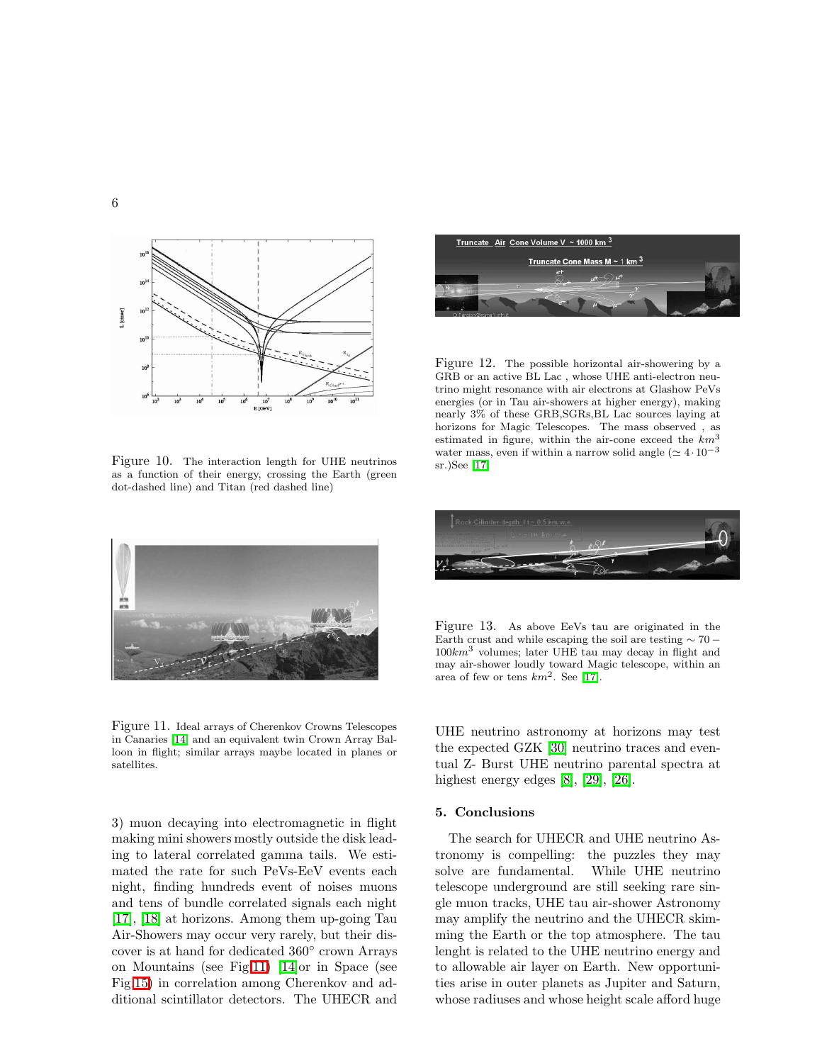Figure 10. The interaction length for UHE neutrinos as a function of their energy, crossing the Earth (green dot-dashed line) and Titan (red dashed line)

Figure 11. Ideal arrays of Cherenkov Crowns Telescopes in Canaries [14] and an equivalent twin Crown Array Balloon in flight; similar arrays maybe located in planes or satellites.

Figure 12. The possible horizontal air-showering by a GRB or an active BL Lac , whose UHE anti-electron neutrino might resonance with air electrons at Glashow PeVs energies (or in Tau air-showers at higher energy), making nearly 3% of these GRB,SGRs,BL Lac sources laying at horizons for Magic Telescopes. The mass observed , as estimated in figure, within the air-cone exceed the $km^3$ water mass, even if within a narrow solid angle ($\simeq 4 \cdot 10^{-3}$ sr.)See [17]

Figure 13. As above EeVs tau are originated in the Earth crust and while escaping the soil are testing $\sim 70 - 100 km^3$ volumes; later UHE tau may decay in flight and may air-shower loudly toward Magic telescope, within an area of few or tens $km^2$. See [17].

3) muon decaying into electromagnetic in flight making mini showers mostly outside the disk leading to lateral correlated gamma tails. We estimated the rate for such PeVs-EeV events each night, finding hundreds event of noises muons and tens of bundle correlated signals each night [17], [18] at horizons. Among them up-going Tau Air-Showers may occur very rarely, but their discover is at hand for dedicated 360° crown Arrays on Mountains (see Fig.11) [14]or in Space (see Fig.15) in correlation among Cherenkov and additional scintillator detectors. The UHECR and UHE neutrino astronomy at horizons may test the expected GZK [30] neutrino traces and eventual Z- Burst UHE neutrino parental spectra at highest energy edges [8], [29], [26].

## 5. Conclusions

The search for UHECR and UHE neutrino Astronomy is compelling: the puzzles they may solve are fundamental. While UHE neutrino telescope underground are still seeking rare single muon tracks, UHE tau air-shower Astronomy may amplify the neutrino and the UHECR skimming the Earth or the top atmosphere. The tau lenght is related to the UHE neutrino energy and to allowable air layer on Earth. New opportunities arise in outer planets as Jupiter and Saturn, whose radiuses and whose height scale afford huge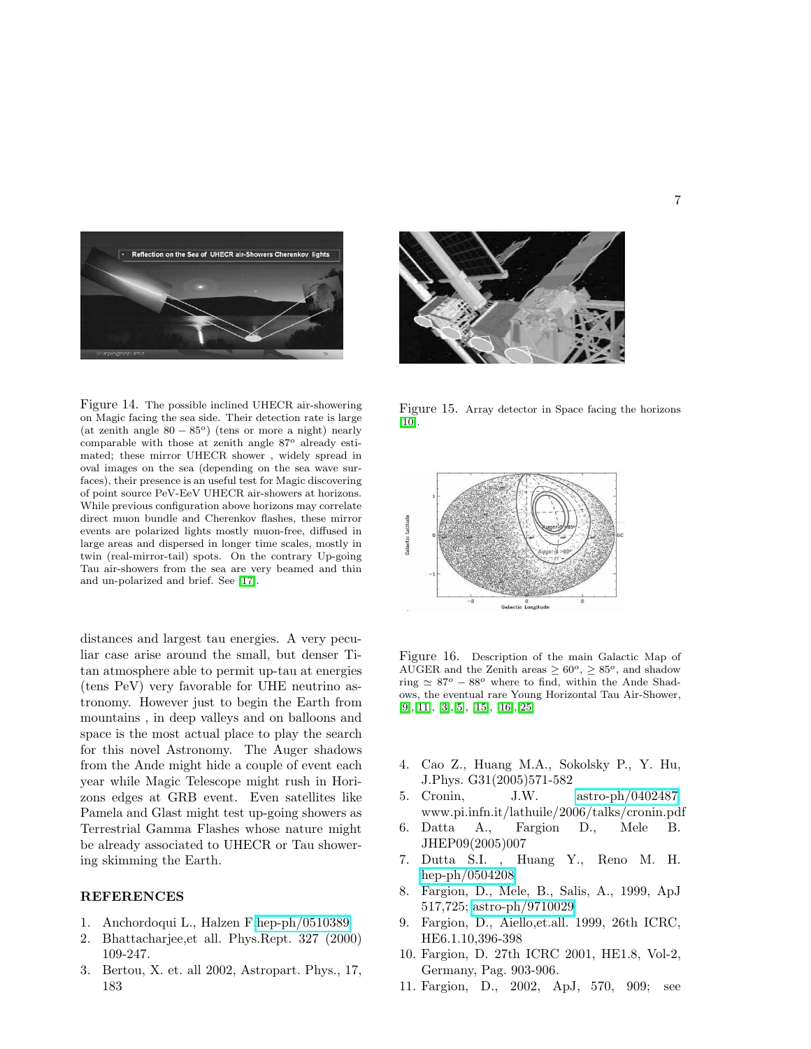Figure 14. The possible inclined UHECR air-showering on Magic facing the sea side. Their detection rate is large (at zenith angle $80 - 85^o$) (tens or more a night) nearly comparable with those at zenith angle $87^o$ already estimated; these mirror UHECR shower , widely spread in oval images on the sea (depending on the sea wave surfaces), their presence is an useful test for Magic discovering of point source PeV-EeV UHECR air-showers at horizons. While previous configuration above horizons may correlate direct muon bundle and Cherenkov flashes, these mirror events are polarized lights mostly muon-free, diffused in large areas and dispersed in longer time scales, mostly in twin (real-mirror-tail) spots. On the contrary Up-going Tau air-showers from the sea are very beamed and thin and un-polarized and brief. See [17].

Figure 15. Array detector in Space facing the horizons [10].

Figure 16. Description of the main Galactic Map of AUGER and the Zenith areas $\geq 60^o$, $\geq 85^o$, and shadow ring $\simeq 87^o - 88^o$ where to find, within the Ande Shadows, the eventual rare Young Horizontal Tau Air-Shower, [9],[11], [3],[5], [15], [16],[25]

distances and largest tau energies. A very peculiar case arise around the small, but denser Titan atmosphere able to permit up-tau at energies (tens PeV) very favorable for UHE neutrino astronomy. However just to begin the Earth from mountains , in deep valleys and on balloons and space is the most actual place to play the search for this novel Astronomy. The Auger shadows from the Ande might hide a couple of event each year while Magic Telescope might rush in Horizons edges at GRB event. Even satellites like Pamela and Glast might test up-going showers as Terrestrial Gamma Flashes whose nature might be already associated to UHECR or Tau showering skimming the Earth.

## REFERENCES

1. Anchordoqui L., Halzen F hep-ph/0510389
2. Bhattacharjee,et all. Phys.Rept. 327 (2000) 109-247.
3. Bertou, X. et. all 2002, Astropart. Phys., 17, 183
4. Cao Z., Huang M.A., Sokolsky P., Y. Hu, J.Phys. G31(2005)571-582
5. Cronin, J.W. astro-ph/0402487 www.pi.infn.it/lathuile/2006/talks/cronin.pdf
6. Datta A., Fargion D., Mele B. JHEP09(2005)007
7. Dutta S.I. , Huang Y., Reno M. H. hep-ph/0504208
8. Fargion, D., Mele, B., Salis, A., 1999, ApJ 517,725; astro-ph/9710029
9. Fargion, D., Aiello,et.all. 1999, 26th ICRC, HE6.1.10,396-398
10. Fargion, D. 27th ICRC 2001, HE1.8, Vol-2, Germany, Pag. 903-906.
11. Fargion, D., 2002, ApJ, 570, 909; see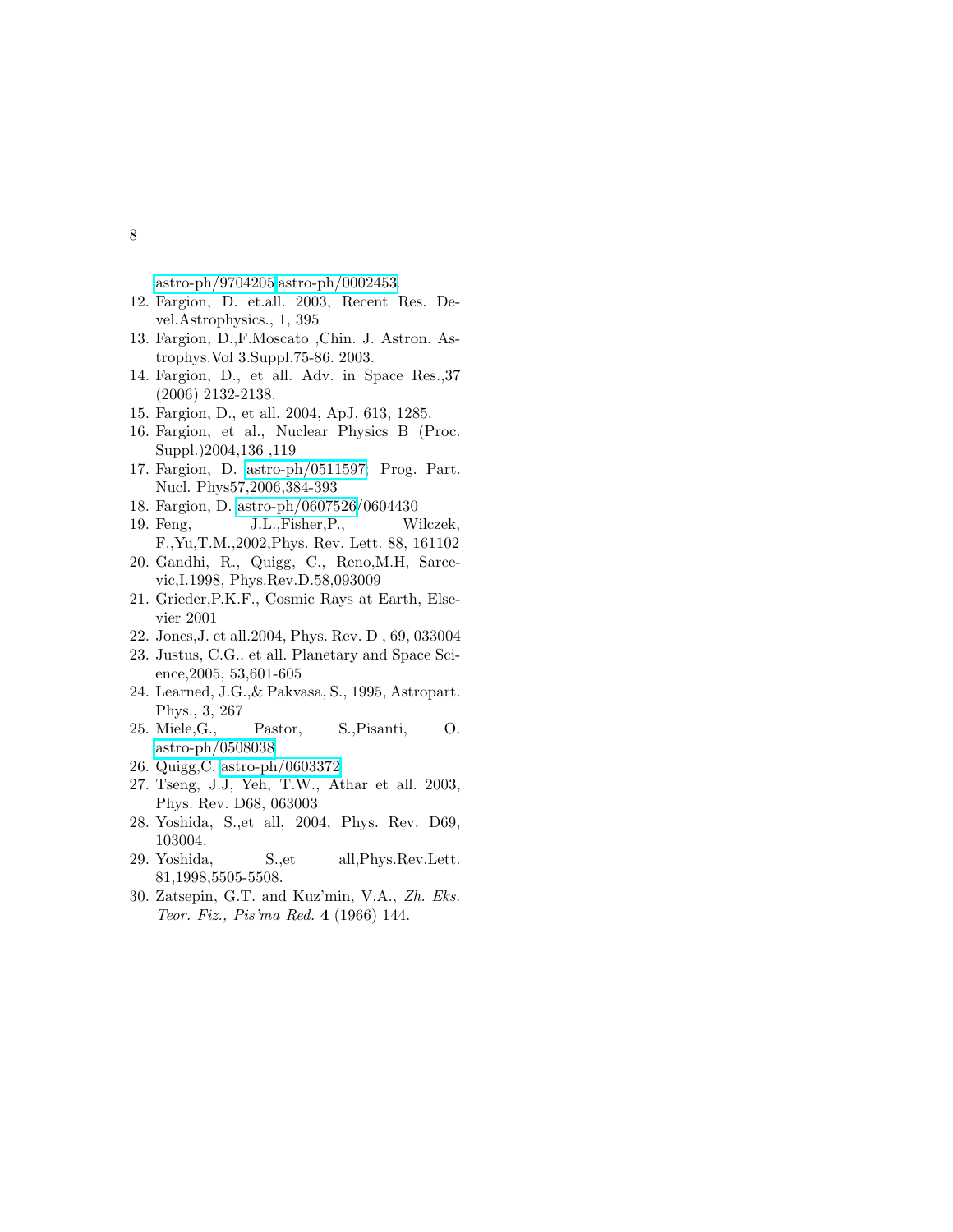astro-ph/9704205 astro-ph/0002453

12. Fargion, D. et.all. 2003, Recent Res. Devel.Astrophysics., 1, 395
13. Fargion, D.,F.Moscato ,Chin. J. Astron. Astrophys.Vol 3.Suppl.75-86. 2003.
14. Fargion, D., et all. Adv. in Space Res.,37 (2006) 2132-2138.
15. Fargion, D., et all. 2004, ApJ, 613, 1285.
16. Fargion, et al., Nuclear Physics B (Proc. Suppl.)2004,136 ,119
17. Fargion, D. astro-ph/0511597; Prog. Part. Nucl. Phys57,2006,384-393
18. Fargion, D. astro-ph/0607526/0604430
19. Feng, J.L.,Fisher,P., Wilczek, F.,Yu,T.M.,2002,Phys. Rev. Lett. 88, 161102
20. Gandhi, R., Quigg, C., Reno,M.H, Sarcevic,I.1998, Phys.Rev.D.58,093009
21. Grieder,P.K.F., Cosmic Rays at Earth, Elsevier 2001
22. Jones,J. et all.2004, Phys. Rev. D , 69, 033004
23. Justus, C.G.. et all. Planetary and Space Science,2005, 53,601-605
24. Learned, J.G.,& Pakvasa, S., 1995, Astropart. Phys., 3, 267
25. Miele,G., Pastor, S.,Pisanti, O. astro-ph/0508038
26. Quigg,C. astro-ph/0603372
27. Tseng, J.J, Yeh, T.W., Athar et all. 2003, Phys. Rev. D68, 063003
28. Yoshida, S.,et all, 2004, Phys. Rev. D69, 103004.
29. Yoshida, S.,et all,Phys.Rev.Lett. 81,1998,5505-5508.
30. Zatsepin, G.T. and Kuz'min, V.A., *Zh. Eks. Teor. Fiz., Pis'ma Red.* **4** (1966) 144.